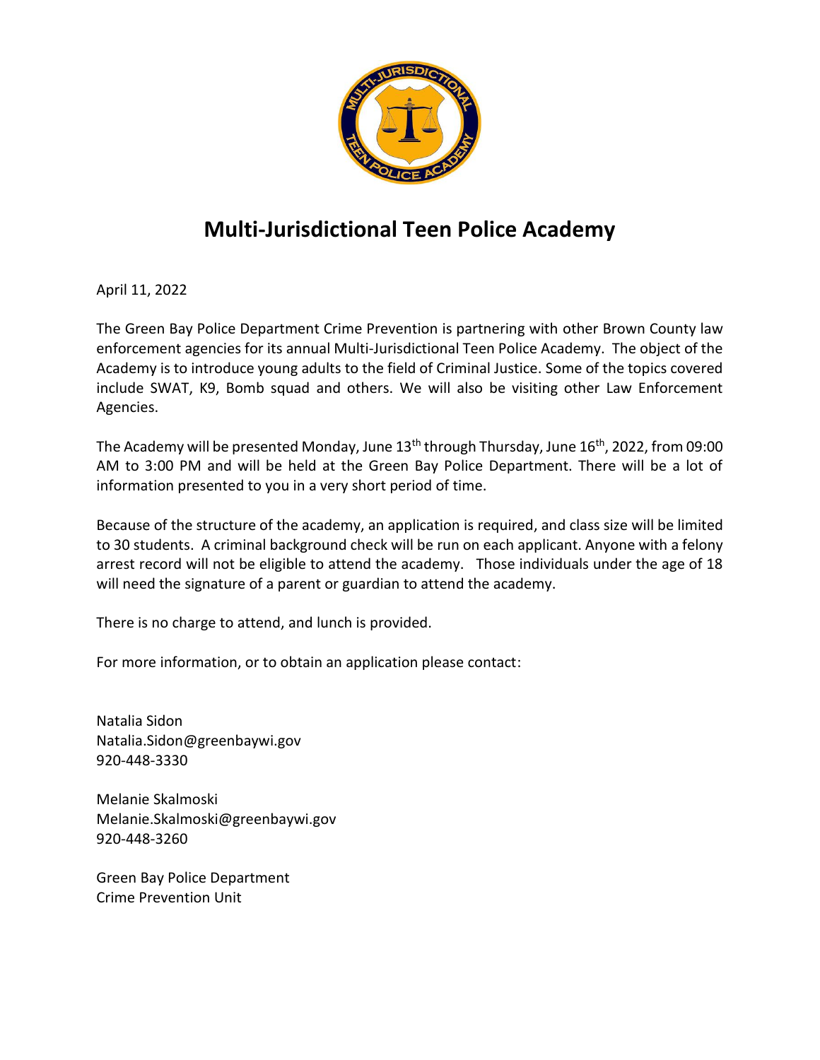# Multi-Jurisdictional Teen Police Academy

April 11, 2022

The Green Bay Police Department Crime Prevention is partnering with other Brown County law enforcement agencies for its annual Multi-Jurisdictional Teen Police Academy. The object of the Academy is to introduce young adults to the field of Criminal Justice. Some of the topics covered include SWAT, K9, Bomb squad and others. We will also be visiting other Law Enforcement Agencies.

The Academy will be presented Monday, June 13th through Thursday, June 16th, 2022, from 09:00 AM to 3:00 PM and will be held at the Green Bay Police Department. There will be a lot of information presented to you in a very short period of time.

Because of the structure of the academy, an application is required, and class size will be limited to 30 students. A criminal background check will be run on each applicant. Anyone with a felony arrest record will not be eligible to attend the academy. Those individuals under the age of 18 will need the signature of a parent or guardian to attend the academy.

There is no charge to attend, and lunch is provided.

For more information, or to obtain an application please contact:

Natalia Sidon
Natalia.Sidon@greenbaywi.gov
920-448-3330

Melanie Skalmoski
Melanie.Skalmoski@greenbaywi.gov
920-448-3260

Green Bay Police Department
Crime Prevention Unit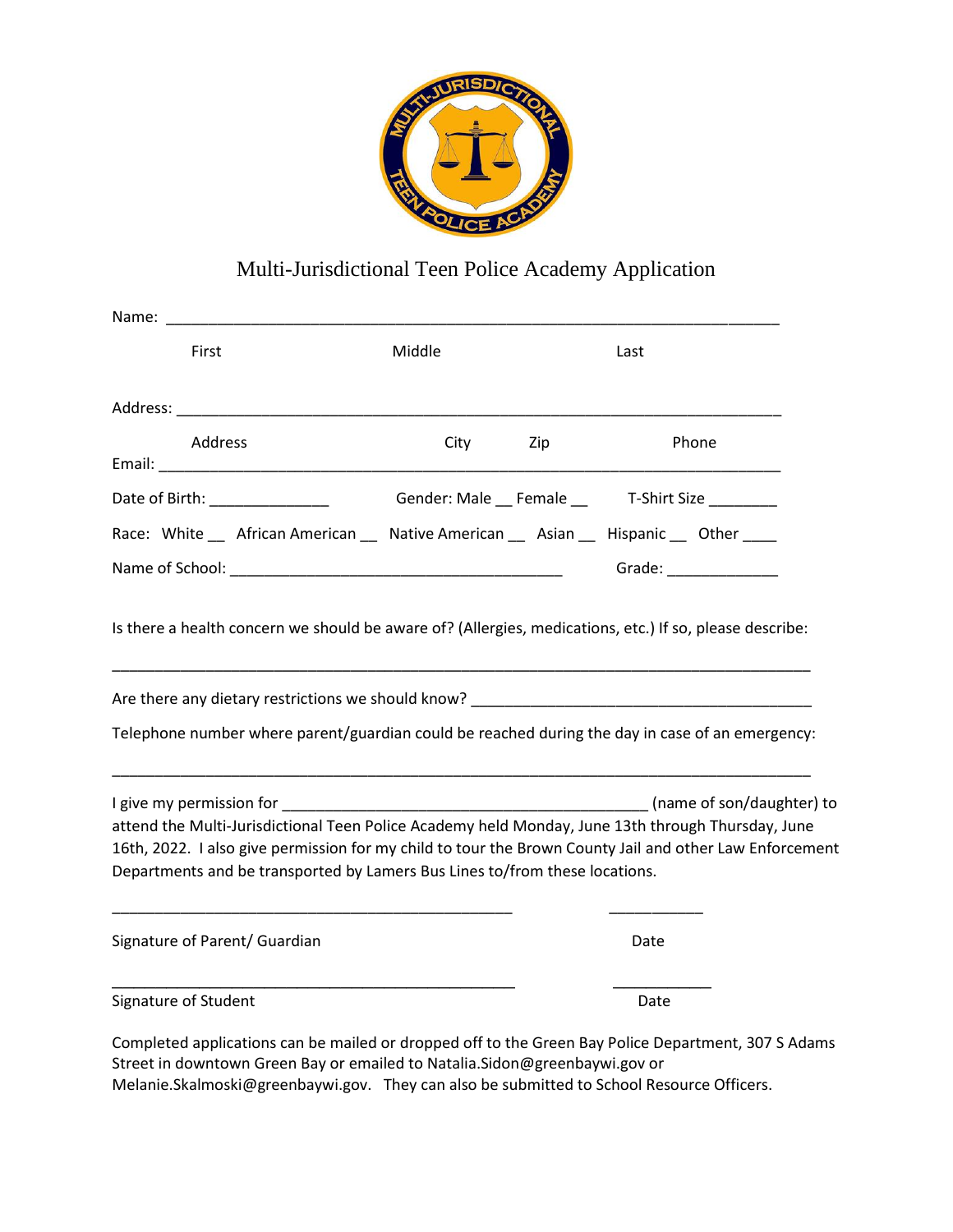# Multi-Jurisdictional Teen Police Academy Application

Name: ___________________________________________________________________________

First Middle Last

Address: ___________________________________________________________________________

Address City Zip Phone

Email: ___________________________________________________________________________

Date of Birth: _______________ Gender: Male __ Female __ T-Shirt Size ________

Race: White __ African American __ Native American __ Asian __ Hispanic __ Other ____

Name of School: _______________________________________ Grade: _____________

Is there a health concern we should be aware of? (Allergies, medications, etc.) If so, please describe:

___________________________________________________________________________

Are there any dietary restrictions we should know? ________________________________________

Telephone number where parent/guardian could be reached during the day in case of an emergency:

___________________________________________________________________________

I give my permission for ___________________________________________ (name of son/daughter) to attend the Multi-Jurisdictional Teen Police Academy held Monday, June 13th through Thursday, June 16th, 2022. I also give permission for my child to tour the Brown County Jail and other Law Enforcement Departments and be transported by Lamers Bus Lines to/from these locations.

_________________________________________________ ___________

Signature of Parent/ Guardian Date

_________________________________________________ ____________

Signature of Student Date

Completed applications can be mailed or dropped off to the Green Bay Police Department, 307 S Adams Street in downtown Green Bay or emailed to Natalia.Sidon@greenbaywi.gov or Melanie.Skalmoski@greenbaywi.gov. They can also be submitted to School Resource Officers.